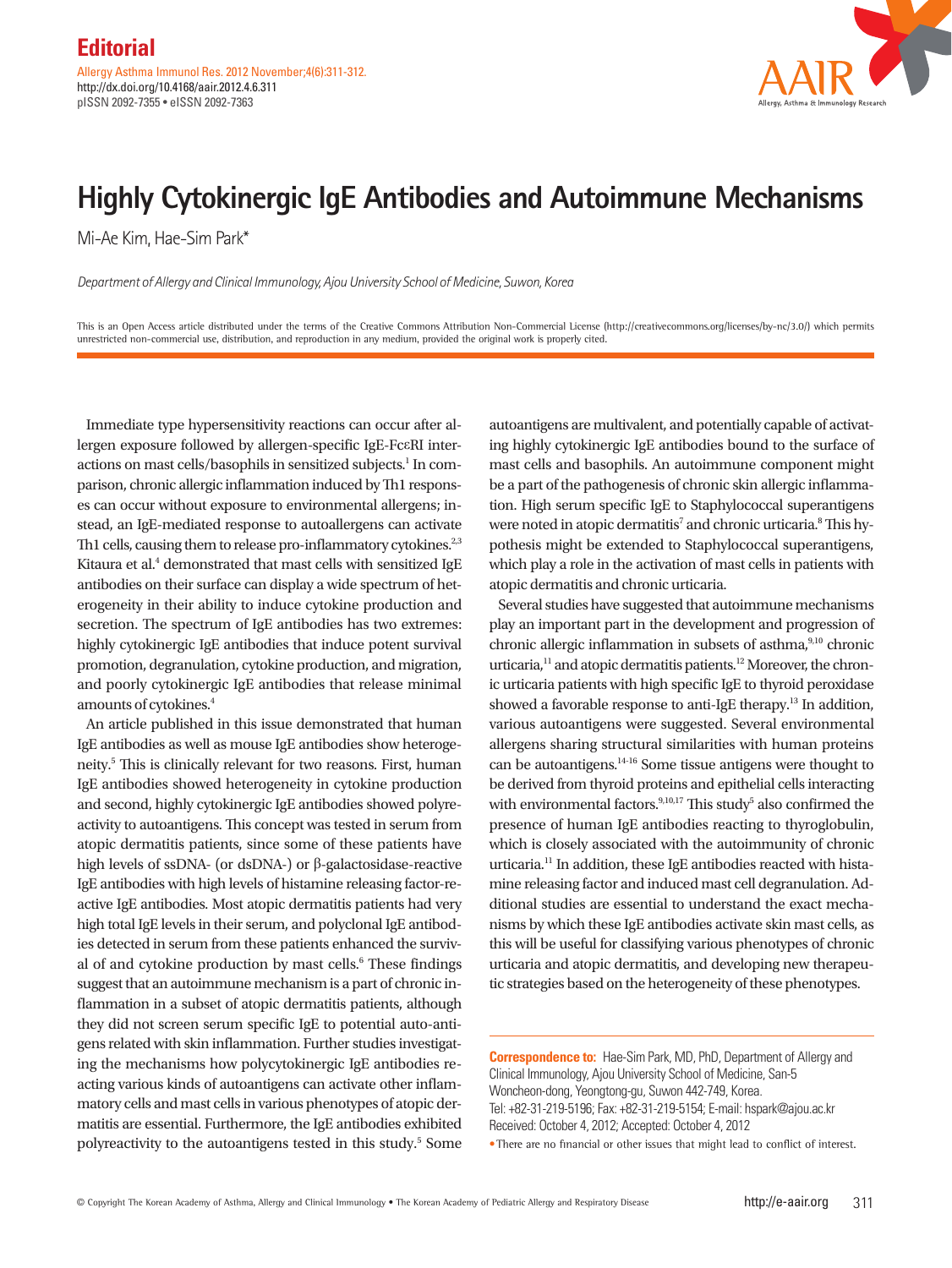**Editorial**

Allergy Asthma Immunol Res. 2012 November;4(6):311-312.
http://dx.doi.org/10.4168/aair.2012.4.6.311
pISSN 2092-7355 • eISSN 2092-7363

# Highly Cytokinergic IgE Antibodies and Autoimmune Mechanisms

Mi-Ae Kim, Hae-Sim Park*

*Department of Allergy and Clinical Immunology, Ajou University School of Medicine, Suwon, Korea*

This is an Open Access article distributed under the terms of the Creative Commons Attribution Non-Commercial License (http://creativecommons.org/licenses/by-nc/3.0/) which permits unrestricted non-commercial use, distribution, and reproduction in any medium, provided the original work is properly cited.

Immediate type hypersensitivity reactions can occur after allergen exposure followed by allergen-specific IgE-FcεRI interactions on mast cells/basophils in sensitized subjects.[1] In comparison, chronic allergic inflammation induced by Th1 responses can occur without exposure to environmental allergens; instead, an IgE-mediated response to autoallergens can activate Th1 cells, causing them to release pro-inflammatory cytokines.[2,3] Kitaura et al.[4] demonstrated that mast cells with sensitized IgE antibodies on their surface can display a wide spectrum of heterogeneity in their ability to induce cytokine production and secretion. The spectrum of IgE antibodies has two extremes: highly cytokinergic IgE antibodies that induce potent survival promotion, degranulation, cytokine production, and migration, and poorly cytokinergic IgE antibodies that release minimal amounts of cytokines.[4]

An article published in this issue demonstrated that human IgE antibodies as well as mouse IgE antibodies show heterogeneity.[5] This is clinically relevant for two reasons. First, human IgE antibodies showed heterogeneity in cytokine production and second, highly cytokinergic IgE antibodies showed polyreactivity to autoantigens. This concept was tested in serum from atopic dermatitis patients, since some of these patients have high levels of ssDNA- (or dsDNA-) or β-galactosidase-reactive IgE antibodies with high levels of histamine releasing factor-reactive IgE antibodies. Most atopic dermatitis patients had very high total IgE levels in their serum, and polyclonal IgE antibodies detected in serum from these patients enhanced the survival of and cytokine production by mast cells.[6] These findings suggest that an autoimmune mechanism is a part of chronic inflammation in a subset of atopic dermatitis patients, although they did not screen serum specific IgE to potential auto-antigens related with skin inflammation. Further studies investigating the mechanisms how polycytokinergic IgE antibodies reacting various kinds of autoantigens can activate other inflammatory cells and mast cells in various phenotypes of atopic dermatitis are essential. Furthermore, the IgE antibodies exhibited polyreactivity to the autoantigens tested in this study.[5] Some autoantigens are multivalent, and potentially capable of activating highly cytokinergic IgE antibodies bound to the surface of mast cells and basophils. An autoimmune component might be a part of the pathogenesis of chronic skin allergic inflammation. High serum specific IgE to Staphylococcal superantigens were noted in atopic dermatitis[7] and chronic urticaria.[8] This hypothesis might be extended to Staphylococcal superantigens, which play a role in the activation of mast cells in patients with atopic dermatitis and chronic urticaria.

Several studies have suggested that autoimmune mechanisms play an important part in the development and progression of chronic allergic inflammation in subsets of asthma,[9,10] chronic urticaria,[11] and atopic dermatitis patients.[12] Moreover, the chronic urticaria patients with high specific IgE to thyroid peroxidase showed a favorable response to anti-IgE therapy.[13] In addition, various autoantigens were suggested. Several environmental allergens sharing structural similarities with human proteins can be autoantigens.[14-16] Some tissue antigens were thought to be derived from thyroid proteins and epithelial cells interacting with environmental factors.[9,10,17] This study[5] also confirmed the presence of human IgE antibodies reacting to thyroglobulin, which is closely associated with the autoimmunity of chronic urticaria.[11] In addition, these IgE antibodies reacted with histamine releasing factor and induced mast cell degranulation. Additional studies are essential to understand the exact mechanisms by which these IgE antibodies activate skin mast cells, as this will be useful for classifying various phenotypes of chronic urticaria and atopic dermatitis, and developing new therapeutic strategies based on the heterogeneity of these phenotypes.

---

**Correspondence to:** Hae-Sim Park, MD, PhD, Department of Allergy and Clinical Immunology, Ajou University School of Medicine, San-5 Woncheon-dong, Yeongtong-gu, Suwon 442-749, Korea.
Tel: +82-31-219-5196; Fax: +82-31-219-5154; E-mail: hspark@ajou.ac.kr
Received: October 4, 2012; Accepted: October 4, 2012

• There are no financial or other issues that might lead to conflict of interest.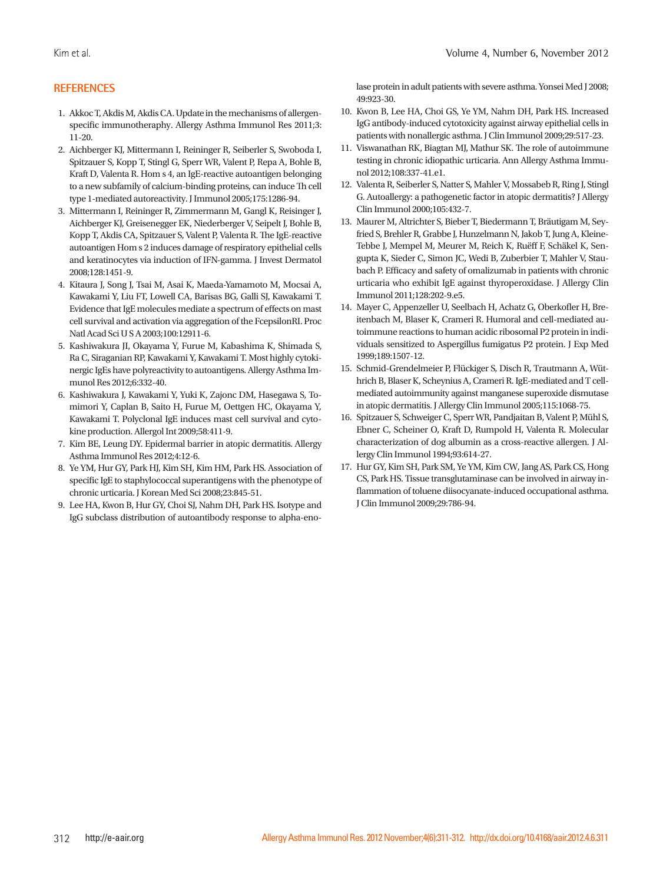## REFERENCES

1. Akkoc T, Akdis M, Akdis CA. Update in the mechanisms of allergen-specific immunotheraphy. Allergy Asthma Immunol Res 2011;3:11-20.
2. Aichberger KJ, Mittermann I, Reininger R, Seiberler S, Swoboda I, Spitzauer S, Kopp T, Stingl G, Sperr WR, Valent P, Repa A, Bohle B, Kraft D, Valenta R. Hom s 4, an IgE-reactive autoantigen belonging to a new subfamily of calcium-binding proteins, can induce Th cell type 1-mediated autoreactivity. J Immunol 2005;175:1286-94.
3. Mittermann I, Reininger R, Zimmermann M, Gangl K, Reisinger J, Aichberger KJ, Greisenegger EK, Niederberger V, Seipelt J, Bohle B, Kopp T, Akdis CA, Spitzauer S, Valent P, Valenta R. The IgE-reactive autoantigen Hom s 2 induces damage of respiratory epithelial cells and keratinocytes via induction of IFN-gamma. J Invest Dermatol 2008;128:1451-9.
4. Kitaura J, Song J, Tsai M, Asai K, Maeda-Yamamoto M, Mocsai A, Kawakami Y, Liu FT, Lowell CA, Barisas BG, Galli SJ, Kawakami T. Evidence that IgE molecules mediate a spectrum of effects on mast cell survival and activation via aggregation of the FcepsilonRI. Proc Natl Acad Sci U S A 2003;100:12911-6.
5. Kashiwakura JI, Okayama Y, Furue M, Kabashima K, Shimada S, Ra C, Siraganian RP, Kawakami Y, Kawakami T. Most highly cytokinergic IgEs have polyreactivity to autoantigens. Allergy Asthma Immunol Res 2012;6:332-40.
6. Kashiwakura J, Kawakami Y, Yuki K, Zajonc DM, Hasegawa S, Tomimori Y, Caplan B, Saito H, Furue M, Oettgen HC, Okayama Y, Kawakami T. Polyclonal IgE induces mast cell survival and cytokine production. Allergol Int 2009;58:411-9.
7. Kim BE, Leung DY. Epidermal barrier in atopic dermatitis. Allergy Asthma Immunol Res 2012;4:12-6.
8. Ye YM, Hur GY, Park HJ, Kim SH, Kim HM, Park HS. Association of specific IgE to staphylococcal superantigens with the phenotype of chronic urticaria. J Korean Med Sci 2008;23:845-51.
9. Lee HA, Kwon B, Hur GY, Choi SJ, Nahm DH, Park HS. Isotype and IgG subclass distribution of autoantibody response to alpha-enolase protein in adult patients with severe asthma. Yonsei Med J 2008;49:923-30.
10. Kwon B, Lee HA, Choi GS, Ye YM, Nahm DH, Park HS. Increased IgG antibody-induced cytotoxicity against airway epithelial cells in patients with nonallergic asthma. J Clin Immunol 2009;29:517-23.
11. Viswanathan RK, Biagtan MJ, Mathur SK. The role of autoimmune testing in chronic idiopathic urticaria. Ann Allergy Asthma Immunol 2012;108:337-41.e1.
12. Valenta R, Seiberler S, Natter S, Mahler V, Mossabeb R, Ring J, Stingl G. Autoallergy: a pathogenetic factor in atopic dermatitis? J Allergy Clin Immunol 2000;105:432-7.
13. Maurer M, Altrichter S, Bieber T, Biedermann T, Bräutigam M, Seyfried S, Brehler R, Grabbe J, Hunzelmann N, Jakob T, Jung A, Kleine-Tebbe J, Mempel M, Meurer M, Reich K, Ruëff F, Schäkel K, Sengupta K, Sieder C, Simon JC, Wedi B, Zuberbier T, Mahler V, Staubach P. Efficacy and safety of omalizumab in patients with chronic urticaria who exhibit IgE against thyroperoxidase. J Allergy Clin Immunol 2011;128:202-9.e5.
14. Mayer C, Appenzeller U, Seelbach H, Achatz G, Oberkofler H, Breitenbach M, Blaser K, Crameri R. Humoral and cell-mediated autoimmune reactions to human acidic ribosomal P2 protein in individuals sensitized to Aspergillus fumigatus P2 protein. J Exp Med 1999;189:1507-12.
15. Schmid-Grendelmeier P, Flückiger S, Disch R, Trautmann A, Wüthrich B, Blaser K, Scheynius A, Crameri R. IgE-mediated and T cell-mediated autoimmunity against manganese superoxide dismutase in atopic dermatitis. J Allergy Clin Immunol 2005;115:1068-75.
16. Spitzauer S, Schweiger C, Sperr WR, Pandjaitan B, Valent P, Mühl S, Ebner C, Scheiner O, Kraft D, Rumpold H, Valenta R. Molecular characterization of dog albumin as a cross-reactive allergen. J Allergy Clin Immunol 1994;93:614-27.
17. Hur GY, Kim SH, Park SM, Ye YM, Kim CW, Jang AS, Park CS, Hong CS, Park HS. Tissue transglutaminase can be involved in airway inflammation of toluene diisocyanate-induced occupational asthma. J Clin Immunol 2009;29:786-94.